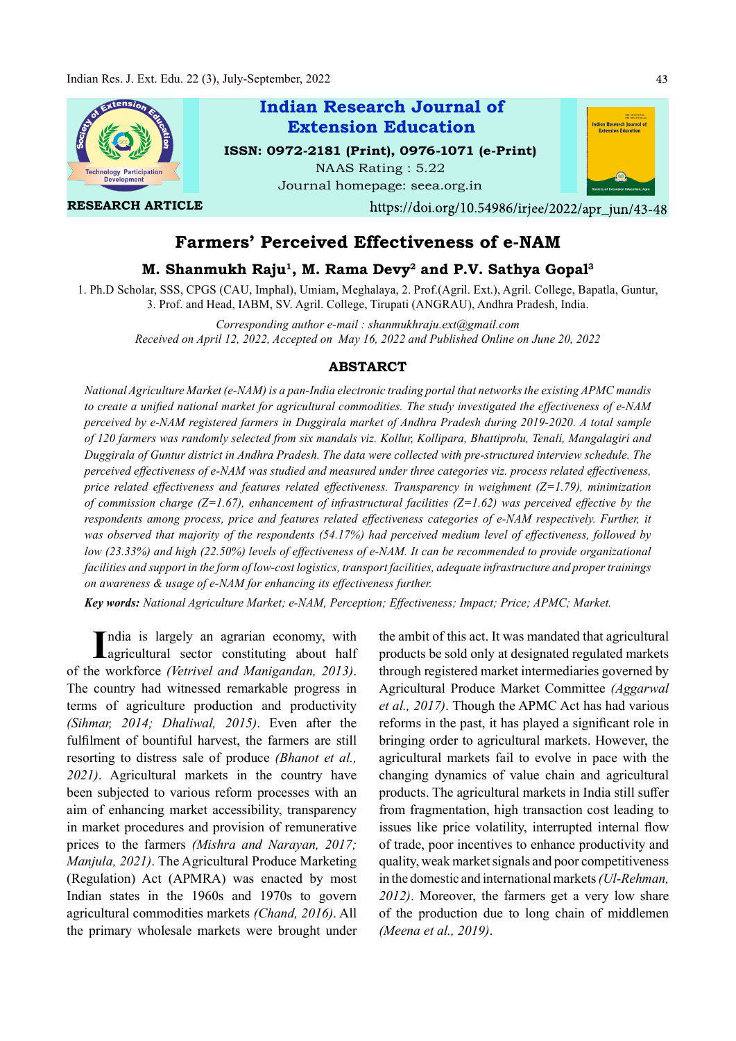**Indian Research Journal of Extension Education**

**ISSN: 0972-2181 (Print), 0976-1071 (e-Print)**

NAAS Rating : 5.22

Journal homepage: seea.org.in

**RESEARCH ARTICLE**

https://doi.org/10.54986/irjee/2022/apr_jun/43-48

# Farmers' Perceived Effectiveness of e-NAM

**M. Shanmukh Raju[1], M. Rama Devy[2] and P.V. Sathya Gopal[3]**

1. Ph.D Scholar, SSS, CPGS (CAU, Imphal), Umiam, Meghalaya, 2. Prof.(Agril. Ext.), Agril. College, Bapatla, Guntur, 3. Prof. and Head, IABM, SV. Agril. College, Tirupati (ANGRAU), Andhra Pradesh, India.

*Corresponding author e-mail : shanmukhraju.ext@gmail.com*

*Received on April 12, 2022, Accepted on May 16, 2022 and Published Online on June 20, 2022*

## ABSTRACT

*National Agriculture Market (e-NAM) is a pan-India electronic trading portal that networks the existing APMC mandis to create a unified national market for agricultural commodities. The study investigated the effectiveness of e-NAM perceived by e-NAM registered farmers in Duggirala market of Andhra Pradesh during 2019-2020. A total sample of 120 farmers was randomly selected from six mandals viz. Kollur, Kollipara, Bhattiprolu, Tenali, Mangalagiri and Duggirala of Guntur district in Andhra Pradesh. The data were collected with pre-structured interview schedule. The perceived effectiveness of e-NAM was studied and measured under three categories viz. process related effectiveness, price related effectiveness and features related effectiveness. Transparency in weighment (Z=1.79), minimization of commission charge (Z=1.67), enhancement of infrastructural facilities (Z=1.62) was perceived effective by the respondents among process, price and features related effectiveness categories of e-NAM respectively. Further, it was observed that majority of the respondents (54.17%) had perceived medium level of effectiveness, followed by low (23.33%) and high (22.50%) levels of effectiveness of e-NAM. It can be recommended to provide organizational facilities and support in the form of low-cost logistics, transport facilities, adequate infrastructure and proper trainings on awareness & usage of e-NAM for enhancing its effectiveness further.*

***Key words:*** *National Agriculture Market; e-NAM, Perception; Effectiveness; Impact; Price; APMC; Market.*

India is largely an agrarian economy, with agricultural sector constituting about half of the workforce *(Vetrivel and Manigandan, 2013)*. The country had witnessed remarkable progress in terms of agriculture production and productivity *(Sihmar, 2014; Dhaliwal, 2015)*. Even after the fulfilment of bountiful harvest, the farmers are still resorting to distress sale of produce *(Bhanot et al., 2021)*. Agricultural markets in the country have been subjected to various reform processes with an aim of enhancing market accessibility, transparency in market procedures and provision of remunerative prices to the farmers *(Mishra and Narayan, 2017; Manjula, 2021)*. The Agricultural Produce Marketing (Regulation) Act (APMRA) was enacted by most Indian states in the 1960s and 1970s to govern agricultural commodities markets *(Chand, 2016)*. All the primary wholesale markets were brought under the ambit of this act. It was mandated that agricultural products be sold only at designated regulated markets through registered market intermediaries governed by Agricultural Produce Market Committee *(Aggarwal et al., 2017)*. Though the APMC Act has had various reforms in the past, it has played a significant role in bringing order to agricultural markets. However, the agricultural markets fail to evolve in pace with the changing dynamics of value chain and agricultural products. The agricultural markets in India still suffer from fragmentation, high transaction cost leading to issues like price volatility, interrupted internal flow of trade, poor incentives to enhance productivity and quality, weak market signals and poor competitiveness in the domestic and international markets *(Ul-Rehman, 2012)*. Moreover, the farmers get a very low share of the production due to long chain of middlemen *(Meena et al., 2019)*.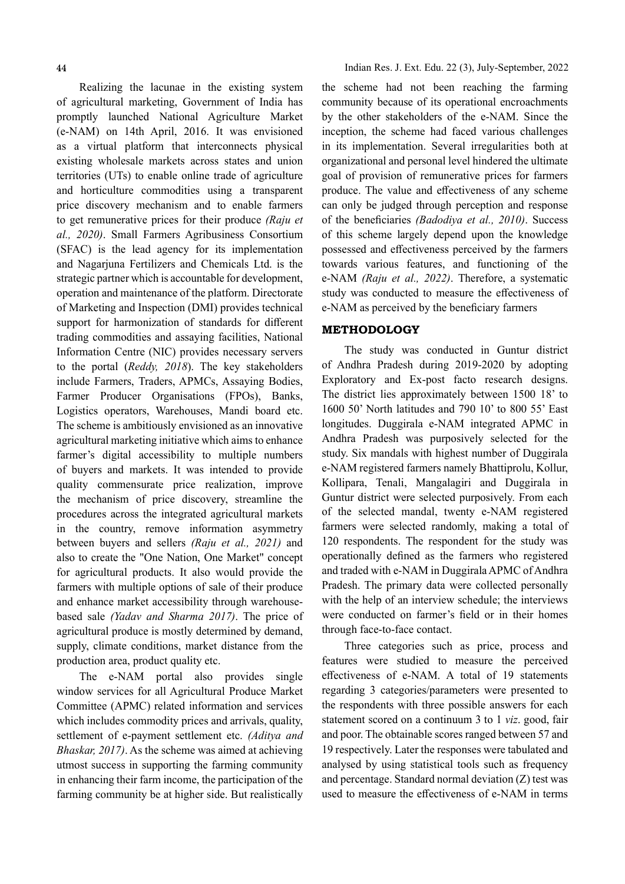Realizing the lacunae in the existing system of agricultural marketing, Government of India has promptly launched National Agriculture Market (e-NAM) on 14th April, 2016. It was envisioned as a virtual platform that interconnects physical existing wholesale markets across states and union territories (UTs) to enable online trade of agriculture and horticulture commodities using a transparent price discovery mechanism and to enable farmers to get remunerative prices for their produce *(Raju et al., 2020)*. Small Farmers Agribusiness Consortium (SFAC) is the lead agency for its implementation and Nagarjuna Fertilizers and Chemicals Ltd. is the strategic partner which is accountable for development, operation and maintenance of the platform. Directorate of Marketing and Inspection (DMI) provides technical support for harmonization of standards for different trading commodities and assaying facilities, National Information Centre (NIC) provides necessary servers to the portal (*Reddy, 2018*). The key stakeholders include Farmers, Traders, APMCs, Assaying Bodies, Farmer Producer Organisations (FPOs), Banks, Logistics operators, Warehouses, Mandi board etc. The scheme is ambitiously envisioned as an innovative agricultural marketing initiative which aims to enhance farmer's digital accessibility to multiple numbers of buyers and markets. It was intended to provide quality commensurate price realization, improve the mechanism of price discovery, streamline the procedures across the integrated agricultural markets in the country, remove information asymmetry between buyers and sellers *(Raju et al., 2021)* and also to create the "One Nation, One Market" concept for agricultural products. It also would provide the farmers with multiple options of sale of their produce and enhance market accessibility through warehouse-based sale *(Yadav and Sharma 2017)*. The price of agricultural produce is mostly determined by demand, supply, climate conditions, market distance from the production area, product quality etc.

The e-NAM portal also provides single window services for all Agricultural Produce Market Committee (APMC) related information and services which includes commodity prices and arrivals, quality, settlement of e-payment settlement etc. *(Aditya and Bhaskar, 2017)*. As the scheme was aimed at achieving utmost success in supporting the farming community in enhancing their farm income, the participation of the farming community be at higher side. But realistically the scheme had not been reaching the farming community because of its operational encroachments by the other stakeholders of the e-NAM. Since the inception, the scheme had faced various challenges in its implementation. Several irregularities both at organizational and personal level hindered the ultimate goal of provision of remunerative prices for farmers produce. The value and effectiveness of any scheme can only be judged through perception and response of the beneficiaries *(Badodiya et al., 2010)*. Success of this scheme largely depend upon the knowledge possessed and effectiveness perceived by the farmers towards various features, and functioning of the e-NAM *(Raju et al., 2022)*. Therefore, a systematic study was conducted to measure the effectiveness of e-NAM as perceived by the beneficiary farmers

## METHODOLOGY

The study was conducted in Guntur district of Andhra Pradesh during 2019-2020 by adopting Exploratory and Ex-post facto research designs. The district lies approximately between 1500 18' to 1600 50' North latitudes and 790 10' to 800 55' East longitudes. Duggirala e-NAM integrated APMC in Andhra Pradesh was purposively selected for the study. Six mandals with highest number of Duggirala e-NAM registered farmers namely Bhattiprolu, Kollur, Kollipara, Tenali, Mangalagiri and Duggirala in Guntur district were selected purposively. From each of the selected mandal, twenty e-NAM registered farmers were selected randomly, making a total of 120 respondents. The respondent for the study was operationally defined as the farmers who registered and traded with e-NAM in Duggirala APMC of Andhra Pradesh. The primary data were collected personally with the help of an interview schedule; the interviews were conducted on farmer's field or in their homes through face-to-face contact.

Three categories such as price, process and features were studied to measure the perceived effectiveness of e-NAM. A total of 19 statements regarding 3 categories/parameters were presented to the respondents with three possible answers for each statement scored on a continuum 3 to 1 *viz*. good, fair and poor. The obtainable scores ranged between 57 and 19 respectively. Later the responses were tabulated and analysed by using statistical tools such as frequency and percentage. Standard normal deviation (Z) test was used to measure the effectiveness of e-NAM in terms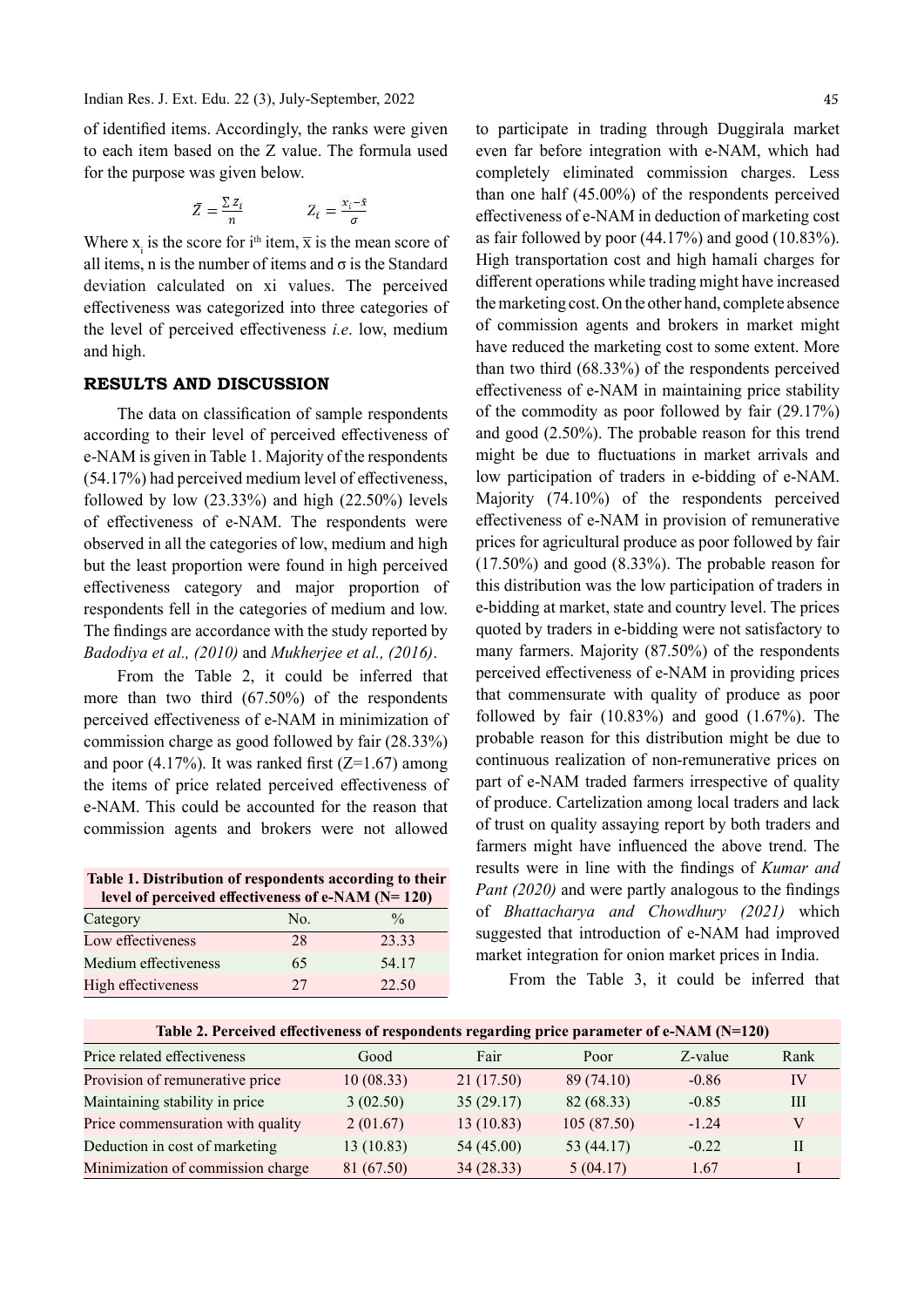of identified items. Accordingly, the ranks were given to each item based on the Z value. The formula used for the purpose was given below.

$$\bar{Z} = \frac{\sum z_i}{n} \qquad Z_i = \frac{x_i - \bar{x}}{\sigma}$$

Where $x_i$ is the score for $i^{th}$ item, $\bar{x}$ is the mean score of all items, n is the number of items and σ is the Standard deviation calculated on xi values. The perceived effectiveness was categorized into three categories of the level of perceived effectiveness *i.e*. low, medium and high.

## RESULTS AND DISCUSSION

The data on classification of sample respondents according to their level of perceived effectiveness of e-NAM is given in Table 1. Majority of the respondents (54.17%) had perceived medium level of effectiveness, followed by low (23.33%) and high (22.50%) levels of effectiveness of e-NAM. The respondents were observed in all the categories of low, medium and high but the least proportion were found in high perceived effectiveness category and major proportion of respondents fell in the categories of medium and low. The findings are accordance with the study reported by *Badodiya et al., (2010)* and *Mukherjee et al., (2016)*.

From the Table 2, it could be inferred that more than two third (67.50%) of the respondents perceived effectiveness of e-NAM in minimization of commission charge as good followed by fair (28.33%) and poor (4.17%). It was ranked first (Z=1.67) among the items of price related perceived effectiveness of e-NAM. This could be accounted for the reason that commission agents and brokers were not allowed to participate in trading through Duggirala market even far before integration with e-NAM, which had completely eliminated commission charges. Less than one half (45.00%) of the respondents perceived effectiveness of e-NAM in deduction of marketing cost as fair followed by poor (44.17%) and good (10.83%). High transportation cost and high hamali charges for different operations while trading might have increased the marketing cost. On the other hand, complete absence of commission agents and brokers in market might have reduced the marketing cost to some extent. More than two third (68.33%) of the respondents perceived effectiveness of e-NAM in maintaining price stability of the commodity as poor followed by fair (29.17%) and good (2.50%). The probable reason for this trend might be due to fluctuations in market arrivals and low participation of traders in e-bidding of e-NAM. Majority (74.10%) of the respondents perceived effectiveness of e-NAM in provision of remunerative prices for agricultural produce as poor followed by fair (17.50%) and good (8.33%). The probable reason for this distribution was the low participation of traders in e-bidding at market, state and country level. The prices quoted by traders in e-bidding were not satisfactory to many farmers. Majority (87.50%) of the respondents perceived effectiveness of e-NAM in providing prices that commensurate with quality of produce as poor followed by fair (10.83%) and good (1.67%). The probable reason for this distribution might be due to continuous realization of non-remunerative prices on part of e-NAM traded farmers irrespective of quality of produce. Cartelization among local traders and lack of trust on quality assaying report by both traders and farmers might have influenced the above trend. The results were in line with the findings of *Kumar and Pant (2020)* and were partly analogous to the findings of *Bhattacharya and Chowdhury (2021)* which suggested that introduction of e-NAM had improved market integration for onion market prices in India.

From the Table 3, it could be inferred that

**Table 1. Distribution of respondents according to their level of perceived effectiveness of e-NAM (N= 120)**

| Category | No. | % |
|---|---|---|
| Low effectiveness | 28 | 23.33 |
| Medium effectiveness | 65 | 54.17 |
| High effectiveness | 27 | 22.50 |

**Table 2. Perceived effectiveness of respondents regarding price parameter of e-NAM (N=120)**

| Price related effectiveness | Good | Fair | Poor | Z-value | Rank |
|---|---|---|---|---|---|
| Provision of remunerative price | 10 (08.33) | 21 (17.50) | 89 (74.10) | -0.86 | IV |
| Maintaining stability in price | 3 (02.50) | 35 (29.17) | 82 (68.33) | -0.85 | III |
| Price commensuration with quality | 2 (01.67) | 13 (10.83) | 105 (87.50) | -1.24 | V |
| Deduction in cost of marketing | 13 (10.83) | 54 (45.00) | 53 (44.17) | -0.22 | II |
| Minimization of commission charge | 81 (67.50) | 34 (28.33) | 5 (04.17) | 1.67 | I |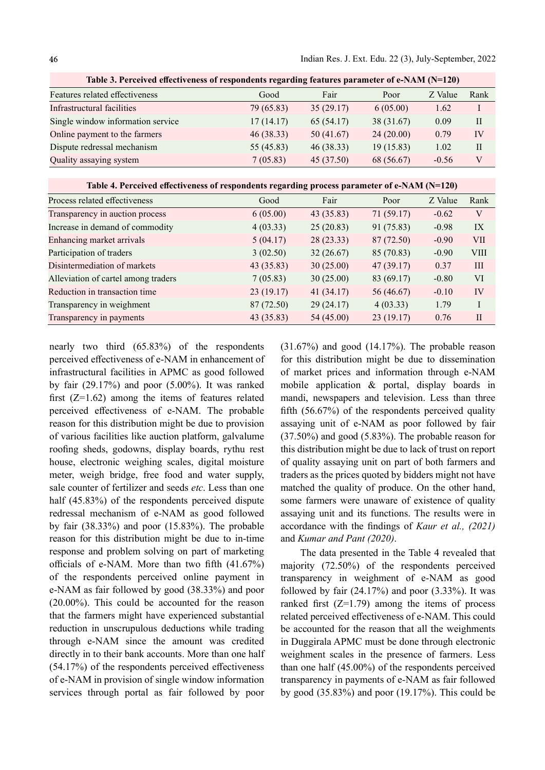**Table 3. Perceived effectiveness of respondents regarding features parameter of e-NAM (N=120)**

| Features related effectiveness | Good | Fair | Poor | Z Value | Rank |
|---|---|---|---|---|---|
| Infrastructural facilities | 79 (65.83) | 35 (29.17) | 6 (05.00) | 1.62 | I |
| Single window information service | 17 (14.17) | 65 (54.17) | 38 (31.67) | 0.09 | II |
| Online payment to the farmers | 46 (38.33) | 50 (41.67) | 24 (20.00) | 0.79 | IV |
| Dispute redressal mechanism | 55 (45.83) | 46 (38.33) | 19 (15.83) | 1.02 | II |
| Quality assaying system | 7 (05.83) | 45 (37.50) | 68 (56.67) | -0.56 | V |

**Table 4. Perceived effectiveness of respondents regarding process parameter of e-NAM (N=120)**

| Process related effectiveness | Good | Fair | Poor | Z Value | Rank |
|---|---|---|---|---|---|
| Transparency in auction process | 6 (05.00) | 43 (35.83) | 71 (59.17) | -0.62 | V |
| Increase in demand of commodity | 4 (03.33) | 25 (20.83) | 91 (75.83) | -0.98 | IX |
| Enhancing market arrivals | 5 (04.17) | 28 (23.33) | 87 (72.50) | -0.90 | VII |
| Participation of traders | 3 (02.50) | 32 (26.67) | 85 (70.83) | -0.90 | VIII |
| Disintermediation of markets | 43 (35.83) | 30 (25.00) | 47 (39.17) | 0.37 | III |
| Alleviation of cartel among traders | 7 (05.83) | 30 (25.00) | 83 (69.17) | -0.80 | VI |
| Reduction in transaction time | 23 (19.17) | 41 (34.17) | 56 (46.67) | -0.10 | IV |
| Transparency in weighment | 87 (72.50) | 29 (24.17) | 4 (03.33) | 1.79 | I |
| Transparency in payments | 43 (35.83) | 54 (45.00) | 23 (19.17) | 0.76 | II |

nearly two third (65.83%) of the respondents perceived effectiveness of e-NAM in enhancement of infrastructural facilities in APMC as good followed by fair (29.17%) and poor (5.00%). It was ranked first (Z=1.62) among the items of features related perceived effectiveness of e-NAM. The probable reason for this distribution might be due to provision of various facilities like auction platform, galvalume roofing sheds, godowns, display boards, rythu rest house, electronic weighing scales, digital moisture meter, weigh bridge, free food and water supply, sale counter of fertilizer and seeds *etc*. Less than one half (45.83%) of the respondents perceived dispute redressal mechanism of e-NAM as good followed by fair (38.33%) and poor (15.83%). The probable reason for this distribution might be due to in-time response and problem solving on part of marketing officials of e-NAM. More than two fifth (41.67%) of the respondents perceived online payment in e-NAM as fair followed by good (38.33%) and poor (20.00%). This could be accounted for the reason that the farmers might have experienced substantial reduction in unscrupulous deductions while trading through e-NAM since the amount was credited directly in to their bank accounts. More than one half (54.17%) of the respondents perceived effectiveness of e-NAM in provision of single window information services through portal as fair followed by poor (31.67%) and good (14.17%). The probable reason for this distribution might be due to dissemination of market prices and information through e-NAM mobile application & portal, display boards in mandi, newspapers and television. Less than three fifth (56.67%) of the respondents perceived quality assaying unit of e-NAM as poor followed by fair (37.50%) and good (5.83%). The probable reason for this distribution might be due to lack of trust on report of quality assaying unit on part of both farmers and traders as the prices quoted by bidders might not have matched the quality of produce. On the other hand, some farmers were unaware of existence of quality assaying unit and its functions. The results were in accordance with the findings of *Kaur et al., (2021)* and *Kumar and Pant (2020)*.

The data presented in the Table 4 revealed that majority (72.50%) of the respondents perceived transparency in weighment of e-NAM as good followed by fair (24.17%) and poor (3.33%). It was ranked first (Z=1.79) among the items of process related perceived effectiveness of e-NAM. This could be accounted for the reason that all the weighments in Duggirala APMC must be done through electronic weighment scales in the presence of farmers. Less than one half (45.00%) of the respondents perceived transparency in payments of e-NAM as fair followed by good (35.83%) and poor (19.17%). This could be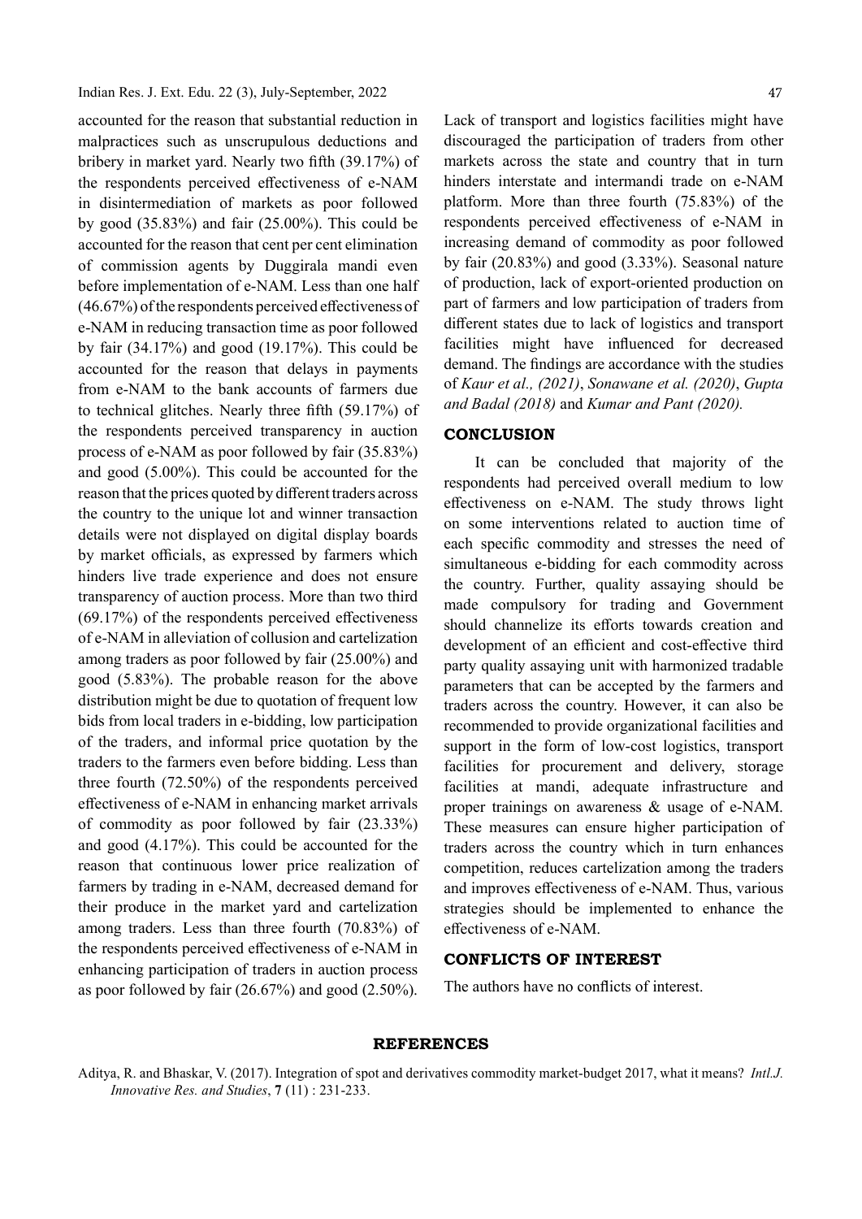accounted for the reason that substantial reduction in malpractices such as unscrupulous deductions and bribery in market yard. Nearly two fifth (39.17%) of the respondents perceived effectiveness of e-NAM in disintermediation of markets as poor followed by good (35.83%) and fair (25.00%). This could be accounted for the reason that cent per cent elimination of commission agents by Duggirala mandi even before implementation of e-NAM. Less than one half (46.67%) of the respondents perceived effectiveness of e-NAM in reducing transaction time as poor followed by fair (34.17%) and good (19.17%). This could be accounted for the reason that delays in payments from e-NAM to the bank accounts of farmers due to technical glitches. Nearly three fifth (59.17%) of the respondents perceived transparency in auction process of e-NAM as poor followed by fair (35.83%) and good (5.00%). This could be accounted for the reason that the prices quoted by different traders across the country to the unique lot and winner transaction details were not displayed on digital display boards by market officials, as expressed by farmers which hinders live trade experience and does not ensure transparency of auction process. More than two third (69.17%) of the respondents perceived effectiveness of e-NAM in alleviation of collusion and cartelization among traders as poor followed by fair (25.00%) and good (5.83%). The probable reason for the above distribution might be due to quotation of frequent low bids from local traders in e-bidding, low participation of the traders, and informal price quotation by the traders to the farmers even before bidding. Less than three fourth (72.50%) of the respondents perceived effectiveness of e-NAM in enhancing market arrivals of commodity as poor followed by fair (23.33%) and good (4.17%). This could be accounted for the reason that continuous lower price realization of farmers by trading in e-NAM, decreased demand for their produce in the market yard and cartelization among traders. Less than three fourth (70.83%) of the respondents perceived effectiveness of e-NAM in enhancing participation of traders in auction process as poor followed by fair (26.67%) and good (2.50%). Lack of transport and logistics facilities might have discouraged the participation of traders from other markets across the state and country that in turn hinders interstate and intermandi trade on e-NAM platform. More than three fourth (75.83%) of the respondents perceived effectiveness of e-NAM in increasing demand of commodity as poor followed by fair (20.83%) and good (3.33%). Seasonal nature of production, lack of export-oriented production on part of farmers and low participation of traders from different states due to lack of logistics and transport facilities might have influenced for decreased demand. The findings are accordance with the studies of *Kaur et al., (2021)*, *Sonawane et al. (2020)*, *Gupta and Badal (2018)* and *Kumar and Pant (2020).*

## CONCLUSION

It can be concluded that majority of the respondents had perceived overall medium to low effectiveness on e-NAM. The study throws light on some interventions related to auction time of each specific commodity and stresses the need of simultaneous e-bidding for each commodity across the country. Further, quality assaying should be made compulsory for trading and Government should channelize its efforts towards creation and development of an efficient and cost-effective third party quality assaying unit with harmonized tradable parameters that can be accepted by the farmers and traders across the country. However, it can also be recommended to provide organizational facilities and support in the form of low-cost logistics, transport facilities for procurement and delivery, storage facilities at mandi, adequate infrastructure and proper trainings on awareness & usage of e-NAM. These measures can ensure higher participation of traders across the country which in turn enhances competition, reduces cartelization among the traders and improves effectiveness of e-NAM. Thus, various strategies should be implemented to enhance the effectiveness of e-NAM.

## CONFLICTS OF INTEREST

The authors have no conflicts of interest.

## REFERENCES

Aditya, R. and Bhaskar, V. (2017). Integration of spot and derivatives commodity market-budget 2017, what it means? *Intl.J. Innovative Res. and Studies*, **7** (11) : 231-233.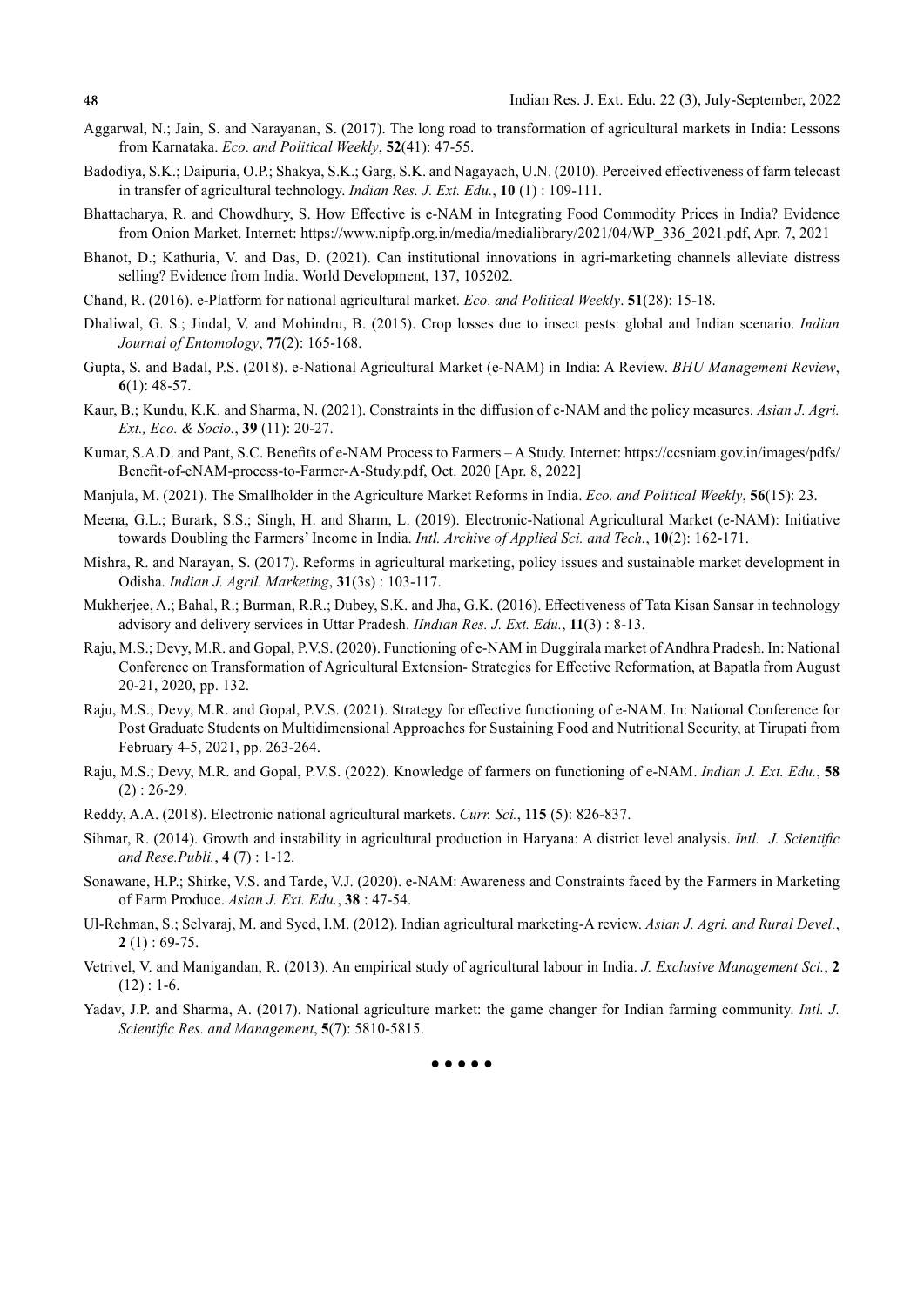Aggarwal, N.; Jain, S. and Narayanan, S. (2017). The long road to transformation of agricultural markets in India: Lessons from Karnataka. *Eco. and Political Weekly*, **52**(41): 47-55.

Badodiya, S.K.; Daipuria, O.P.; Shakya, S.K.; Garg, S.K. and Nagayach, U.N. (2010). Perceived effectiveness of farm telecast in transfer of agricultural technology. *Indian Res. J. Ext. Edu.*, **10** (1) : 109-111.

Bhattacharya, R. and Chowdhury, S. How Effective is e-NAM in Integrating Food Commodity Prices in India? Evidence from Onion Market. Internet: https://www.nipfp.org.in/media/medialibrary/2021/04/WP_336_2021.pdf, Apr. 7, 2021

Bhanot, D.; Kathuria, V. and Das, D. (2021). Can institutional innovations in agri-marketing channels alleviate distress selling? Evidence from India. World Development, 137, 105202.

Chand, R. (2016). e-Platform for national agricultural market. *Eco. and Political Weekly*. **51**(28): 15-18.

Dhaliwal, G. S.; Jindal, V. and Mohindru, B. (2015). Crop losses due to insect pests: global and Indian scenario. *Indian Journal of Entomology*, **77**(2): 165-168.

Gupta, S. and Badal, P.S. (2018). e-National Agricultural Market (e-NAM) in India: A Review. *BHU Management Review*, **6**(1): 48-57.

Kaur, B.; Kundu, K.K. and Sharma, N. (2021). Constraints in the diffusion of e-NAM and the policy measures. *Asian J. Agri. Ext., Eco. & Socio.*, **39** (11): 20-27.

Kumar, S.A.D. and Pant, S.C. Benefits of e-NAM Process to Farmers – A Study. Internet: https://ccsniam.gov.in/images/pdfs/Benefit-of-eNAM-process-to-Farmer-A-Study.pdf, Oct. 2020 [Apr. 8, 2022]

Manjula, M. (2021). The Smallholder in the Agriculture Market Reforms in India. *Eco. and Political Weekly*, **56**(15): 23.

Meena, G.L.; Burark, S.S.; Singh, H. and Sharm, L. (2019). Electronic-National Agricultural Market (e-NAM): Initiative towards Doubling the Farmers' Income in India. *Intl. Archive of Applied Sci. and Tech.*, **10**(2): 162-171.

Mishra, R. and Narayan, S. (2017). Reforms in agricultural marketing, policy issues and sustainable market development in Odisha. *Indian J. Agril. Marketing*, **31**(3s) : 103-117.

Mukherjee, A.; Bahal, R.; Burman, R.R.; Dubey, S.K. and Jha, G.K. (2016). Effectiveness of Tata Kisan Sansar in technology advisory and delivery services in Uttar Pradesh. *IIndian Res. J. Ext. Edu.*, **11**(3) : 8-13.

Raju, M.S.; Devy, M.R. and Gopal, P.V.S. (2020). Functioning of e-NAM in Duggirala market of Andhra Pradesh. In: National Conference on Transformation of Agricultural Extension- Strategies for Effective Reformation, at Bapatla from August 20-21, 2020, pp. 132.

Raju, M.S.; Devy, M.R. and Gopal, P.V.S. (2021). Strategy for effective functioning of e-NAM. In: National Conference for Post Graduate Students on Multidimensional Approaches for Sustaining Food and Nutritional Security, at Tirupati from February 4-5, 2021, pp. 263-264.

Raju, M.S.; Devy, M.R. and Gopal, P.V.S. (2022). Knowledge of farmers on functioning of e-NAM. *Indian J. Ext. Edu.*, **58** (2) : 26-29.

Reddy, A.A. (2018). Electronic national agricultural markets. *Curr. Sci.*, **115** (5): 826-837.

Sihmar, R. (2014). Growth and instability in agricultural production in Haryana: A district level analysis. *Intl. J. Scientific and Rese.Publi.*, **4** (7) : 1-12.

Sonawane, H.P.; Shirke, V.S. and Tarde, V.J. (2020). e-NAM: Awareness and Constraints faced by the Farmers in Marketing of Farm Produce. *Asian J. Ext. Edu.*, **38** : 47-54.

Ul-Rehman, S.; Selvaraj, M. and Syed, I.M. (2012). Indian agricultural marketing-A review. *Asian J. Agri. and Rural Devel.*, **2** (1) : 69-75.

Vetrivel, V. and Manigandan, R. (2013). An empirical study of agricultural labour in India. *J. Exclusive Management Sci.*, **2** (12) : 1-6.

Yadav, J.P. and Sharma, A. (2017). National agriculture market: the game changer for Indian farming community. *Intl. J. Scientific Res. and Management*, **5**(7): 5810-5815.

• • • • •